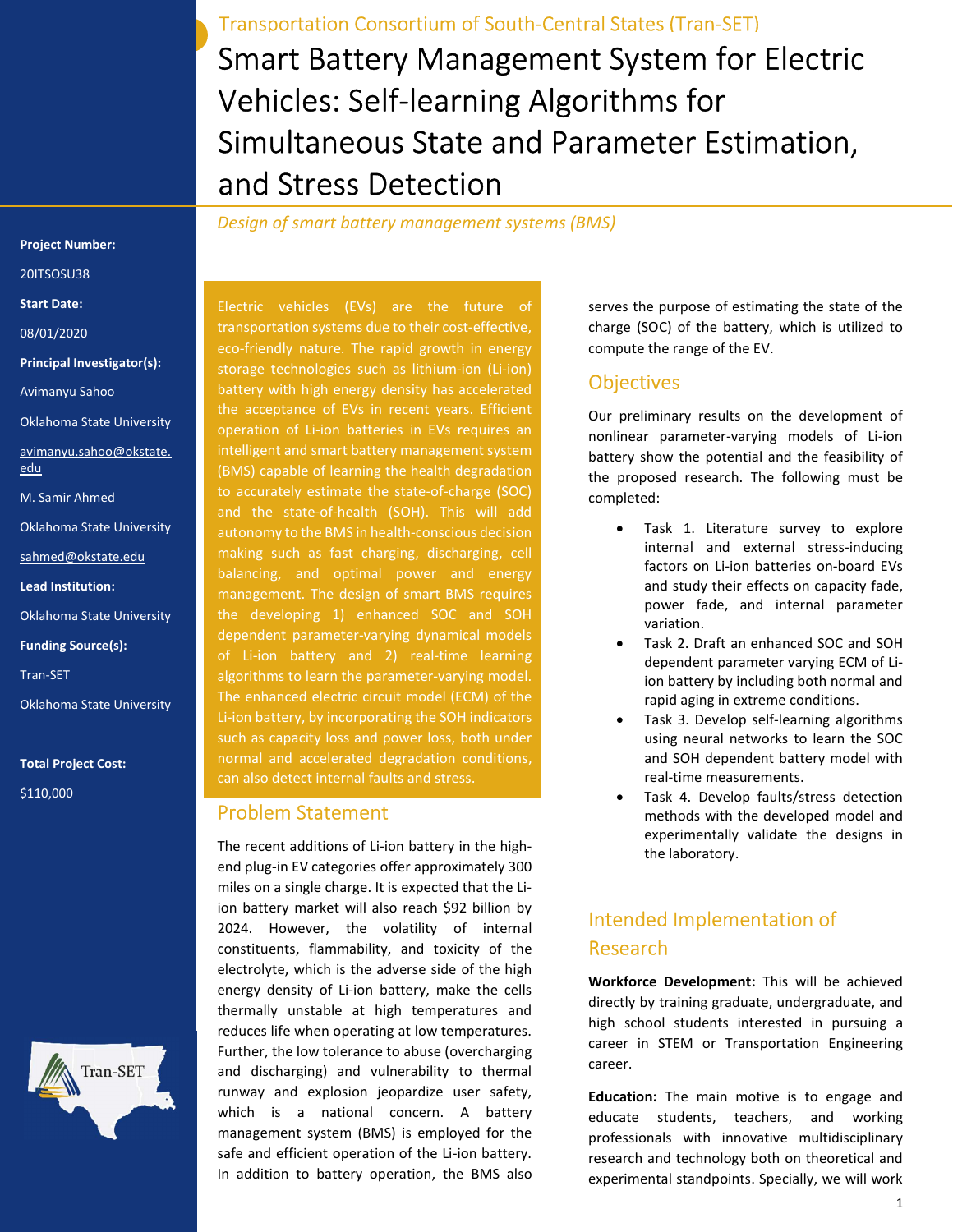Transportation Consortium of South-Central States (Tran-SET)

# Smart Battery Management System for Electric Vehicles: Self-learning Algorithms for Simultaneous State and Parameter Estimation, and Stress Detection

*Design of smart battery management systems (BMS)*

**Project Number:**

20ITSOSU38

**Start Date:**

08/01/2020

**Principal Investigator(s):**

Avimanyu Sahoo

Oklahoma State University

avimanyu.sahoo@okstate.edu

M. Samir Ahmed

Oklahoma State University

sahmed@okstate.edu

**Lead Institution:**

Oklahoma State University

**Funding Source(s):**

Tran-SET

Oklahoma State University

**Total Project Cost:**

$110,000

Electric vehicles (EVs) are the future of transportation systems due to their cost-effective, eco-friendly nature. The rapid growth in energy storage technologies such as lithium-ion (Li-ion) battery with high energy density has accelerated the acceptance of EVs in recent years. Efficient operation of Li-ion batteries in EVs requires an intelligent and smart battery management system (BMS) capable of learning the health degradation to accurately estimate the state-of-charge (SOC) and the state-of-health (SOH). This will add autonomy to the BMS in health-conscious decision making such as fast charging, discharging, cell balancing, and optimal power and energy management. The design of smart BMS requires the developing 1) enhanced SOC and SOH dependent parameter-varying dynamical models of Li-ion battery and 2) real-time learning algorithms to learn the parameter-varying model. The enhanced electric circuit model (ECM) of the Li-ion battery, by incorporating the SOH indicators such as capacity loss and power loss, both under normal and accelerated degradation conditions, can also detect internal faults and stress.

## Problem Statement

The recent additions of Li-ion battery in the high-end plug-in EV categories offer approximately 300 miles on a single charge. It is expected that the Li-ion battery market will also reach $92 billion by 2024. However, the volatility of internal constituents, flammability, and toxicity of the electrolyte, which is the adverse side of the high energy density of Li-ion battery, make the cells thermally unstable at high temperatures and reduces life when operating at low temperatures. Further, the low tolerance to abuse (overcharging and discharging) and vulnerability to thermal runway and explosion jeopardize user safety, which is a national concern. A battery management system (BMS) is employed for the safe and efficient operation of the Li-ion battery. In addition to battery operation, the BMS also serves the purpose of estimating the state of the charge (SOC) of the battery, which is utilized to compute the range of the EV.

## Objectives

Our preliminary results on the development of nonlinear parameter-varying models of Li-ion battery show the potential and the feasibility of the proposed research. The following must be completed:

- Task 1. Literature survey to explore internal and external stress-inducing factors on Li-ion batteries on-board EVs and study their effects on capacity fade, power fade, and internal parameter variation.
- Task 2. Draft an enhanced SOC and SOH dependent parameter varying ECM of Li-ion battery by including both normal and rapid aging in extreme conditions.
- Task 3. Develop self-learning algorithms using neural networks to learn the SOC and SOH dependent battery model with real-time measurements.
- Task 4. Develop faults/stress detection methods with the developed model and experimentally validate the designs in the laboratory.

## Intended Implementation of Research

**Workforce Development:** This will be achieved directly by training graduate, undergraduate, and high school students interested in pursuing a career in STEM or Transportation Engineering career.

**Education:** The main motive is to engage and educate students, teachers, and working professionals with innovative multidisciplinary research and technology both on theoretical and experimental standpoints. Specially, we will work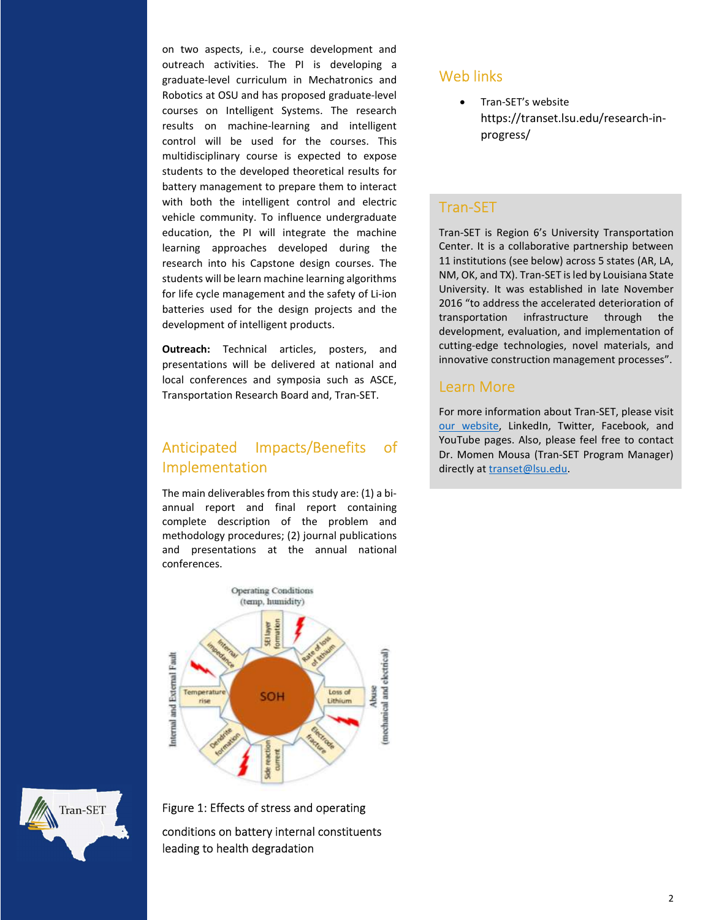on two aspects, i.e., course development and outreach activities. The PI is developing a graduate-level curriculum in Mechatronics and Robotics at OSU and has proposed graduate-level courses on Intelligent Systems. The research results on machine-learning and intelligent control will be used for the courses. This multidisciplinary course is expected to expose students to the developed theoretical results for battery management to prepare them to interact with both the intelligent control and electric vehicle community. To influence undergraduate education, the PI will integrate the machine learning approaches developed during the research into his Capstone design courses. The students will be learn machine learning algorithms for life cycle management and the safety of Li-ion batteries used for the design projects and the development of intelligent products.

**Outreach:** Technical articles, posters, and presentations will be delivered at national and local conferences and symposia such as ASCE, Transportation Research Board and, Tran-SET.

## Anticipated Impacts/Benefits of Implementation

The main deliverables from this study are: (1) a bi-annual report and final report containing complete description of the problem and methodology procedures; (2) journal publications and presentations at the annual national conferences.

Operating Conditions (temp, humidity)

Internal and External Fault

Abuse (mechanical and electrical)

SOH

SEI layer formation

Rate of loss of lithium

Loss of Lithium

Electrode fracture

Side reaction current

Dendrite formation

Temperature rise

Internal impedance

Figure 1: Effects of stress and operating conditions on battery internal constituents leading to health degradation

## Web links

- Tran-SET's website https://transet.lsu.edu/research-in-progress/

## Tran-SET

Tran-SET is Region 6's University Transportation Center. It is a collaborative partnership between 11 institutions (see below) across 5 states (AR, LA, NM, OK, and TX). Tran-SET is led by Louisiana State University. It was established in late November 2016 "to address the accelerated deterioration of transportation infrastructure through the development, evaluation, and implementation of cutting-edge technologies, novel materials, and innovative construction management processes".

## Learn More

For more information about Tran-SET, please visit our website, LinkedIn, Twitter, Facebook, and YouTube pages. Also, please feel free to contact Dr. Momen Mousa (Tran-SET Program Manager) directly at transet@lsu.edu.

Tran-SET